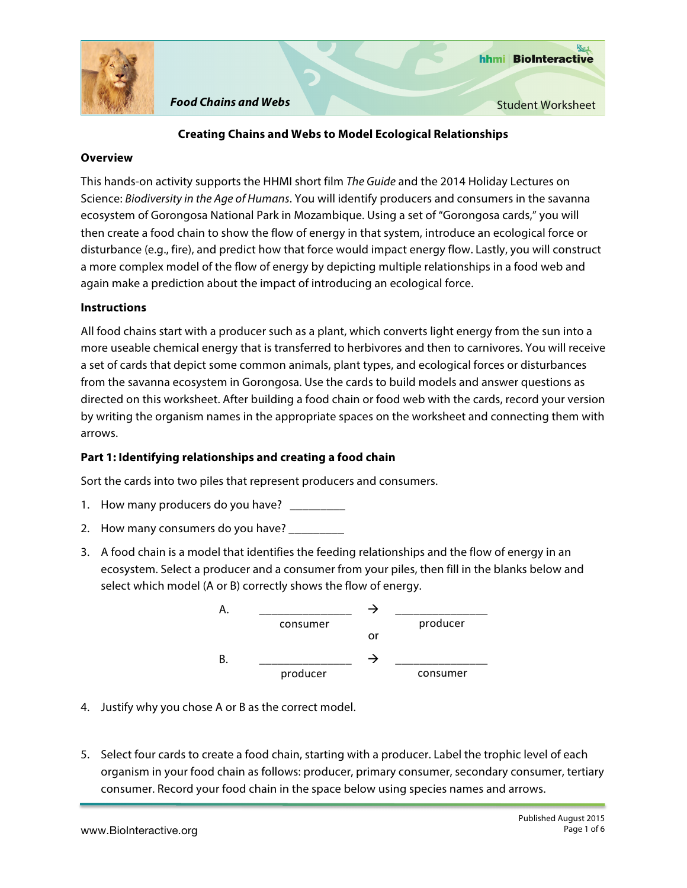*Food Chains and Webs*

Student Worksheet

## Creating Chains and Webs to Model Ecological Relationships

### Overview

This hands-on activity supports the HHMI short film *The Guide* and the 2014 Holiday Lectures on Science: *Biodiversity in the Age of Humans*. You will identify producers and consumers in the savanna ecosystem of Gorongosa National Park in Mozambique. Using a set of "Gorongosa cards," you will then create a food chain to show the flow of energy in that system, introduce an ecological force or disturbance (e.g., fire), and predict how that force would impact energy flow. Lastly, you will construct a more complex model of the flow of energy by depicting multiple relationships in a food web and again make a prediction about the impact of introducing an ecological force.

### Instructions

All food chains start with a producer such as a plant, which converts light energy from the sun into a more useable chemical energy that is transferred to herbivores and then to carnivores. You will receive a set of cards that depict some common animals, plant types, and ecological forces or disturbances from the savanna ecosystem in Gorongosa. Use the cards to build models and answer questions as directed on this worksheet. After building a food chain or food web with the cards, record your version by writing the organism names in the appropriate spaces on the worksheet and connecting them with arrows.

### Part 1: Identifying relationships and creating a food chain

Sort the cards into two piles that represent producers and consumers.

1. How many producers do you have? _________
2. How many consumers do you have? _________
3. A food chain is a model that identifies the feeding relationships and the flow of energy in an ecosystem. Select a producer and a consumer from your piles, then fill in the blanks below and select which model (A or B) correctly shows the flow of energy.

   A. _______________ → _______________
   consumer producer

   or

   B. _______________ → _______________
   producer consumer

4. Justify why you chose A or B as the correct model.

5. Select four cards to create a food chain, starting with a producer. Label the trophic level of each organism in your food chain as follows: producer, primary consumer, secondary consumer, tertiary consumer. Record your food chain in the space below using species names and arrows.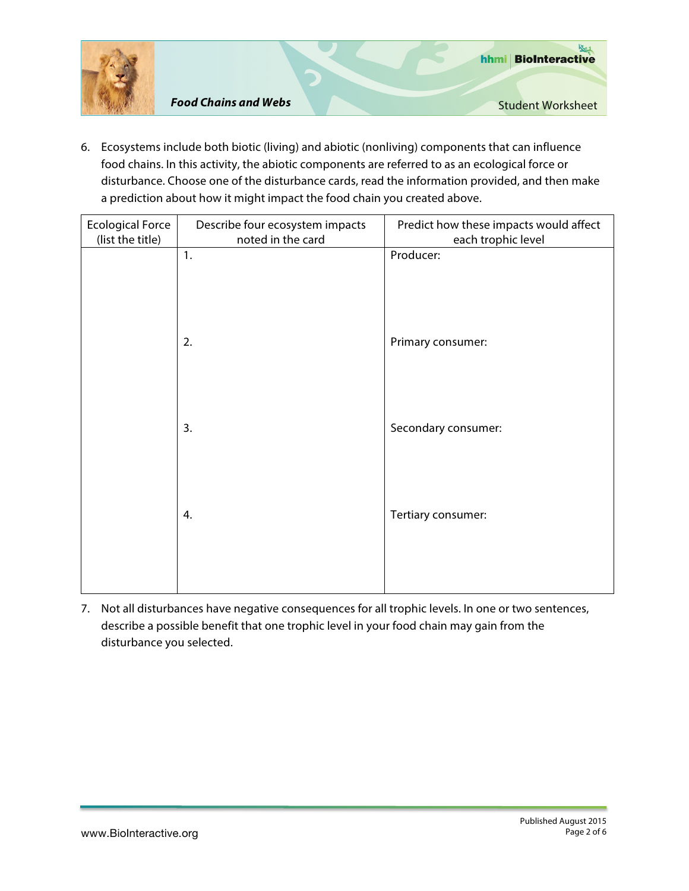6. Ecosystems include both biotic (living) and abiotic (nonliving) components that can influence food chains. In this activity, the abiotic components are referred to as an ecological force or disturbance. Choose one of the disturbance cards, read the information provided, and then make a prediction about how it might impact the food chain you created above.

| Ecological Force (list the title) | Describe four ecosystem impacts noted in the card | Predict how these impacts would affect each trophic level |
|---|---|---|
| | 1. | Producer: |
| | 2. | Primary consumer: |
| | 3. | Secondary consumer: |
| | 4. | Tertiary consumer: |

7. Not all disturbances have negative consequences for all trophic levels. In one or two sentences, describe a possible benefit that one trophic level in your food chain may gain from the disturbance you selected.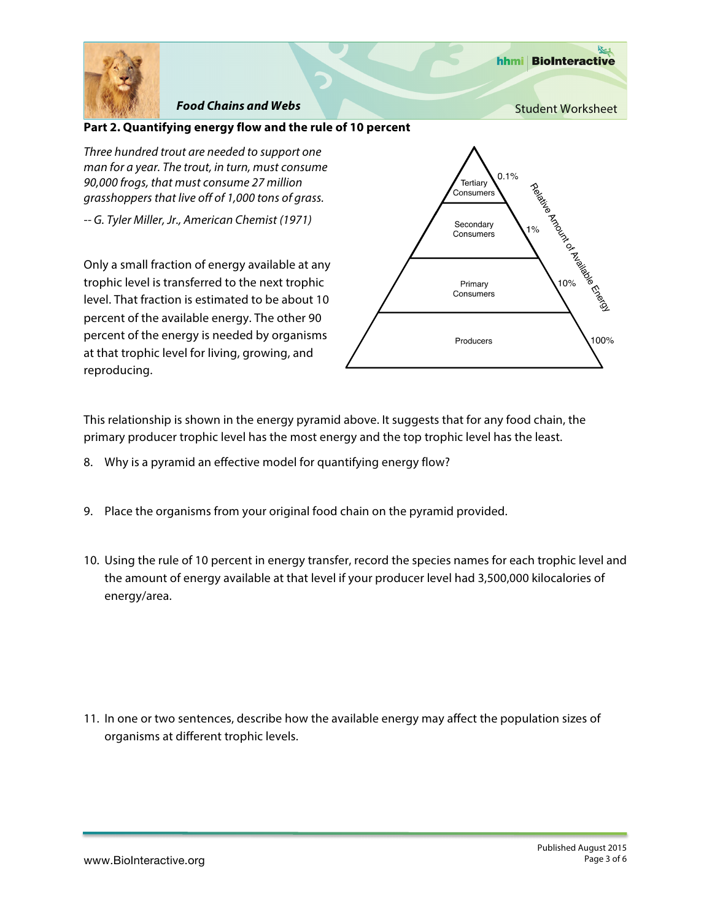## Part 2. Quantifying energy flow and the rule of 10 percent

*Three hundred trout are needed to support one man for a year. The trout, in turn, must consume 90,000 frogs, that must consume 27 million grasshoppers that live off of 1,000 tons of grass.*

*-- G. Tyler Miller, Jr., American Chemist (1971)*

Only a small fraction of energy available at any trophic level is transferred to the next trophic level. That fraction is estimated to be about 10 percent of the available energy. The other 90 percent of the energy is needed by organisms at that trophic level for living, growing, and reproducing.

Tertiary Consumers — 0.1%

Secondary Consumers — 1%

Primary Consumers — 10%

Producers — 100%

Relative Amount of Available Energy

This relationship is shown in the energy pyramid above. It suggests that for any food chain, the primary producer trophic level has the most energy and the top trophic level has the least.

8. Why is a pyramid an effective model for quantifying energy flow?

9. Place the organisms from your original food chain on the pyramid provided.

10. Using the rule of 10 percent in energy transfer, record the species names for each trophic level and the amount of energy available at that level if your producer level had 3,500,000 kilocalories of energy/area.

11. In one or two sentences, describe how the available energy may affect the population sizes of organisms at different trophic levels.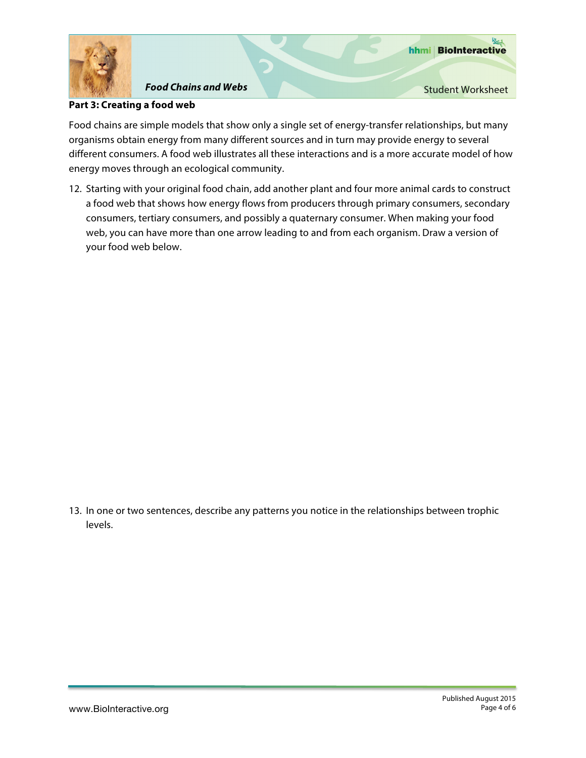## Part 3: Creating a food web

Food chains are simple models that show only a single set of energy-transfer relationships, but many organisms obtain energy from many different sources and in turn may provide energy to several different consumers. A food web illustrates all these interactions and is a more accurate model of how energy moves through an ecological community.

12. Starting with your original food chain, add another plant and four more animal cards to construct a food web that shows how energy flows from producers through primary consumers, secondary consumers, tertiary consumers, and possibly a quaternary consumer. When making your food web, you can have more than one arrow leading to and from each organism. Draw a version of your food web below.

13. In one or two sentences, describe any patterns you notice in the relationships between trophic levels.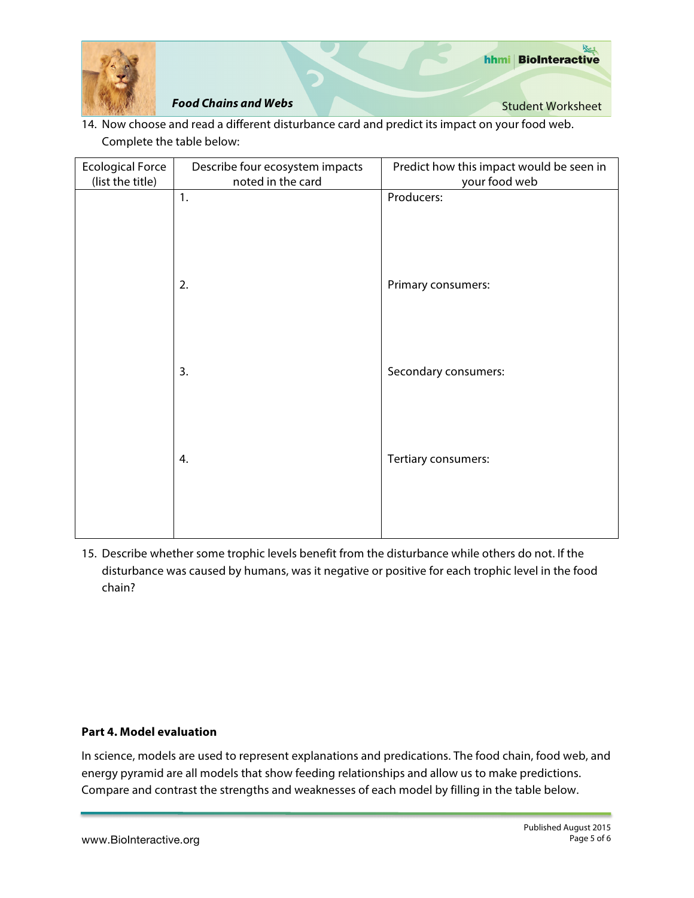14. Now choose and read a different disturbance card and predict its impact on your food web. Complete the table below:

| Ecological Force (list the title) | Describe four ecosystem impacts noted in the card | Predict how this impact would be seen in your food web |
|---|---|---|
| | 1. | Producers: |
| | 2. | Primary consumers: |
| | 3. | Secondary consumers: |
| | 4. | Tertiary consumers: |

15. Describe whether some trophic levels benefit from the disturbance while others do not. If the disturbance was caused by humans, was it negative or positive for each trophic level in the food chain?

**Part 4. Model evaluation**

In science, models are used to represent explanations and predications. The food chain, food web, and energy pyramid are all models that show feeding relationships and allow us to make predictions. Compare and contrast the strengths and weaknesses of each model by filling in the table below.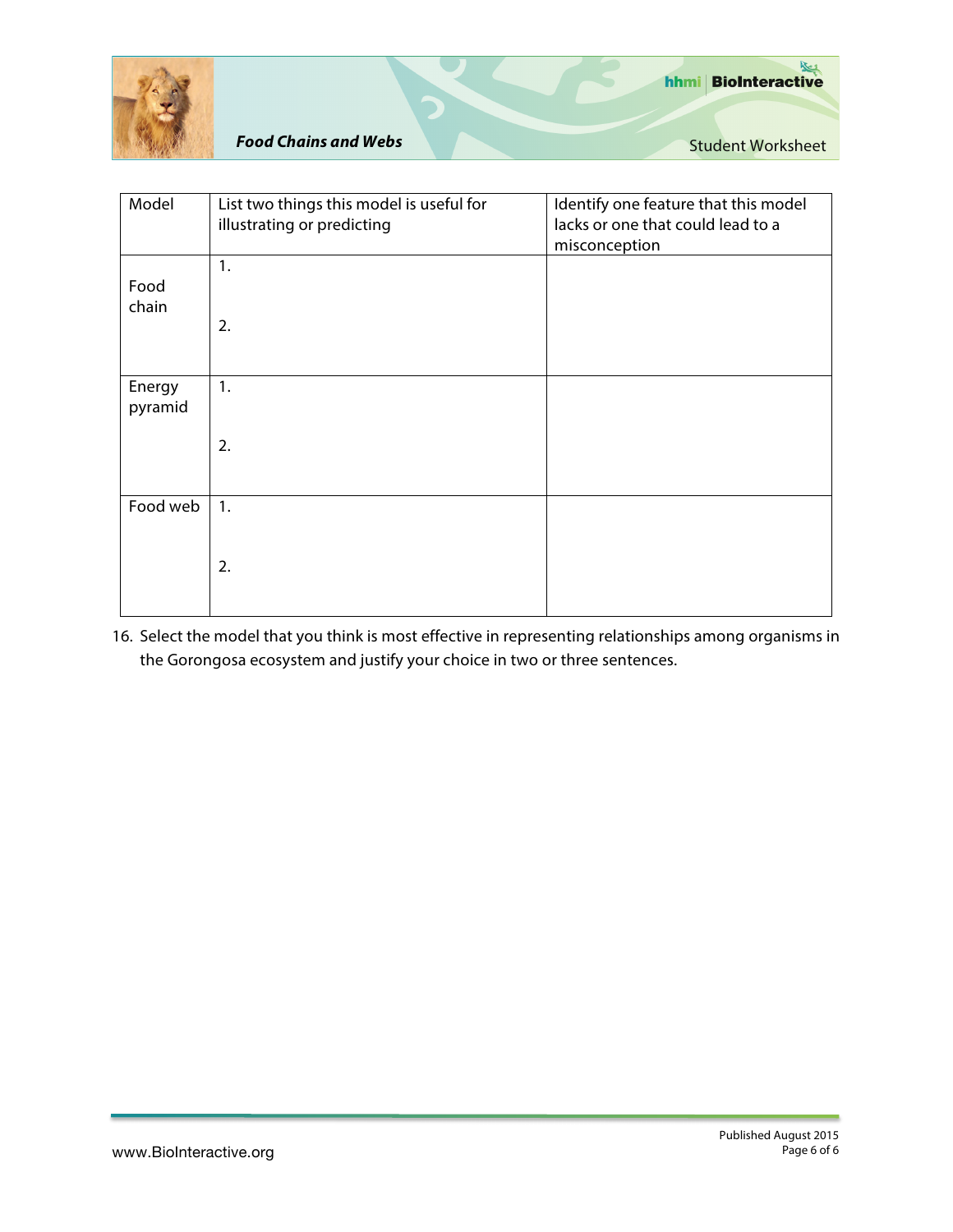| Model | List two things this model is useful for illustrating or predicting | Identify one feature that this model lacks or one that could lead to a misconception |
|---|---|---|
| Food chain | 1.<br><br>2. | |
| Energy pyramid | 1.<br><br>2. | |
| Food web | 1.<br><br>2. | |

16. Select the model that you think is most effective in representing relationships among organisms in the Gorongosa ecosystem and justify your choice in two or three sentences.